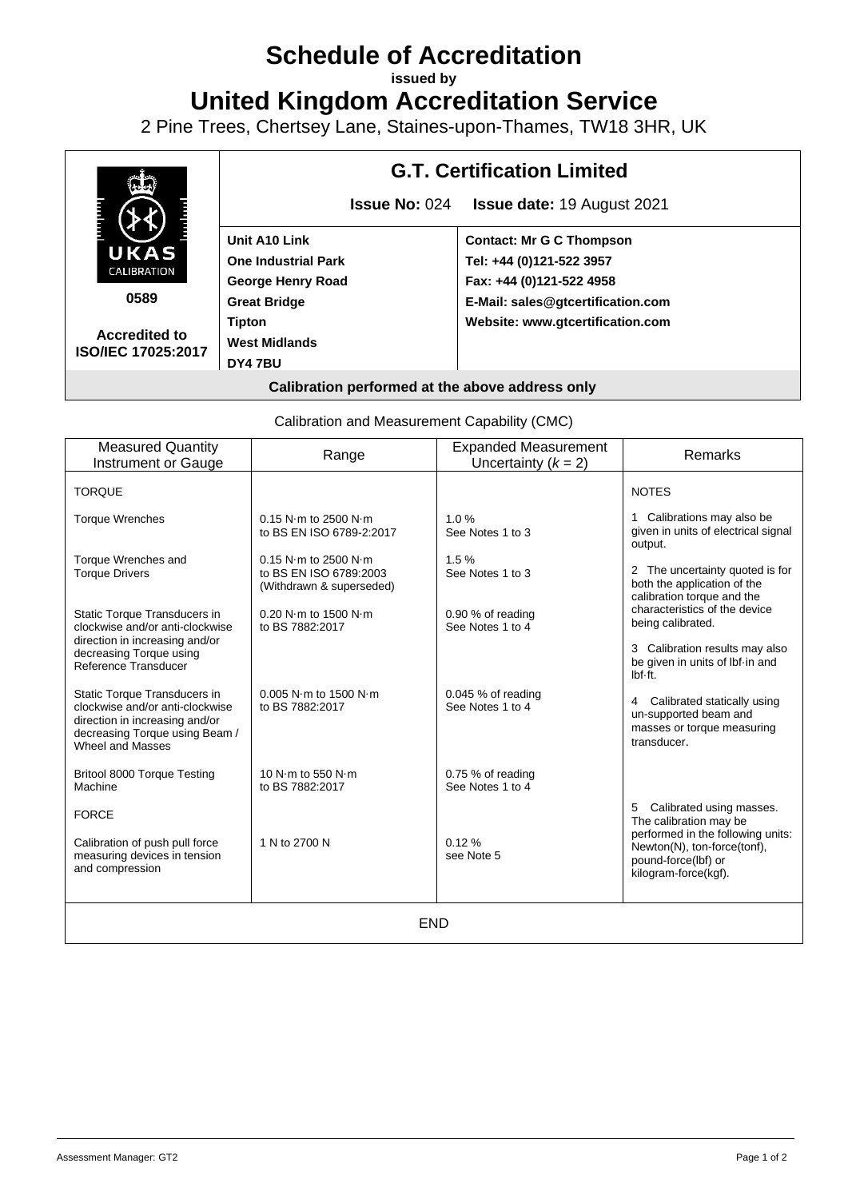# Schedule of Accreditation

**issued by**

# United Kingdom Accreditation Service

2 Pine Trees, Chertsey Lane, Staines-upon-Thames, TW18 3HR, UK

UKAS CALIBRATION

**0589**

**Accredited to ISO/IEC 17025:2017**

## G.T. Certification Limited

**Issue No:** 024 **Issue date:** 19 August 2021

| | |
|---|---|
| **Unit A10 Link** | **Contact: Mr G C Thompson** |
| **One Industrial Park** | **Tel: +44 (0)121-522 3957** |
| **George Henry Road** | **Fax: +44 (0)121-522 4958** |
| **Great Bridge** | **E-Mail: sales@gtcertification.com** |
| **Tipton** | **Website: www.gtcertification.com** |
| **West Midlands** | |
| **DY4 7BU** | |

**Calibration performed at the above address only**

Calibration and Measurement Capability (CMC)

| Measured Quantity Instrument or Gauge | Range | Expanded Measurement Uncertainty ($k = 2$) | Remarks |
|---|---|---|---|
| TORQUE | | | NOTES |
| Torque Wrenches | 0.15 N·m to 2500 N·m to BS EN ISO 6789-2:2017 | 1.0 % See Notes 1 to 3 | 1 Calibrations may also be given in units of electrical signal output. |
| Torque Wrenches and Torque Drivers | 0.15 N·m to 2500 N·m to BS EN ISO 6789:2003 (Withdrawn & superseded) | 1.5 % See Notes 1 to 3 | 2 The uncertainty quoted is for both the application of the calibration torque and the characteristics of the device being calibrated. |
| Static Torque Transducers in clockwise and/or anti-clockwise direction in increasing and/or decreasing Torque using Reference Transducer | 0.20 N·m to 1500 N·m to BS 7882:2017 | 0.90 % of reading See Notes 1 to 4 | 3 Calibration results may also be given in units of lbf·in and lbf·ft. |
| Static Torque Transducers in clockwise and/or anti-clockwise direction in increasing and/or decreasing Torque using Beam / Wheel and Masses | 0.005 N·m to 1500 N·m to BS 7882:2017 | 0.045 % of reading See Notes 1 to 4 | 4 Calibrated statically using un-supported beam and masses or torque measuring transducer. |
| Britool 8000 Torque Testing Machine | 10 N·m to 550 N·m to BS 7882:2017 | 0.75 % of reading See Notes 1 to 4 | |
| FORCE | | | 5 Calibrated using masses. The calibration may be performed in the following units: Newton(N), ton-force(tonf), pound-force(lbf) or kilogram-force(kgf). |
| Calibration of push pull force measuring devices in tension and compression | 1 N to 2700 N | 0.12 % see Note 5 | |

END

Assessment Manager: GT2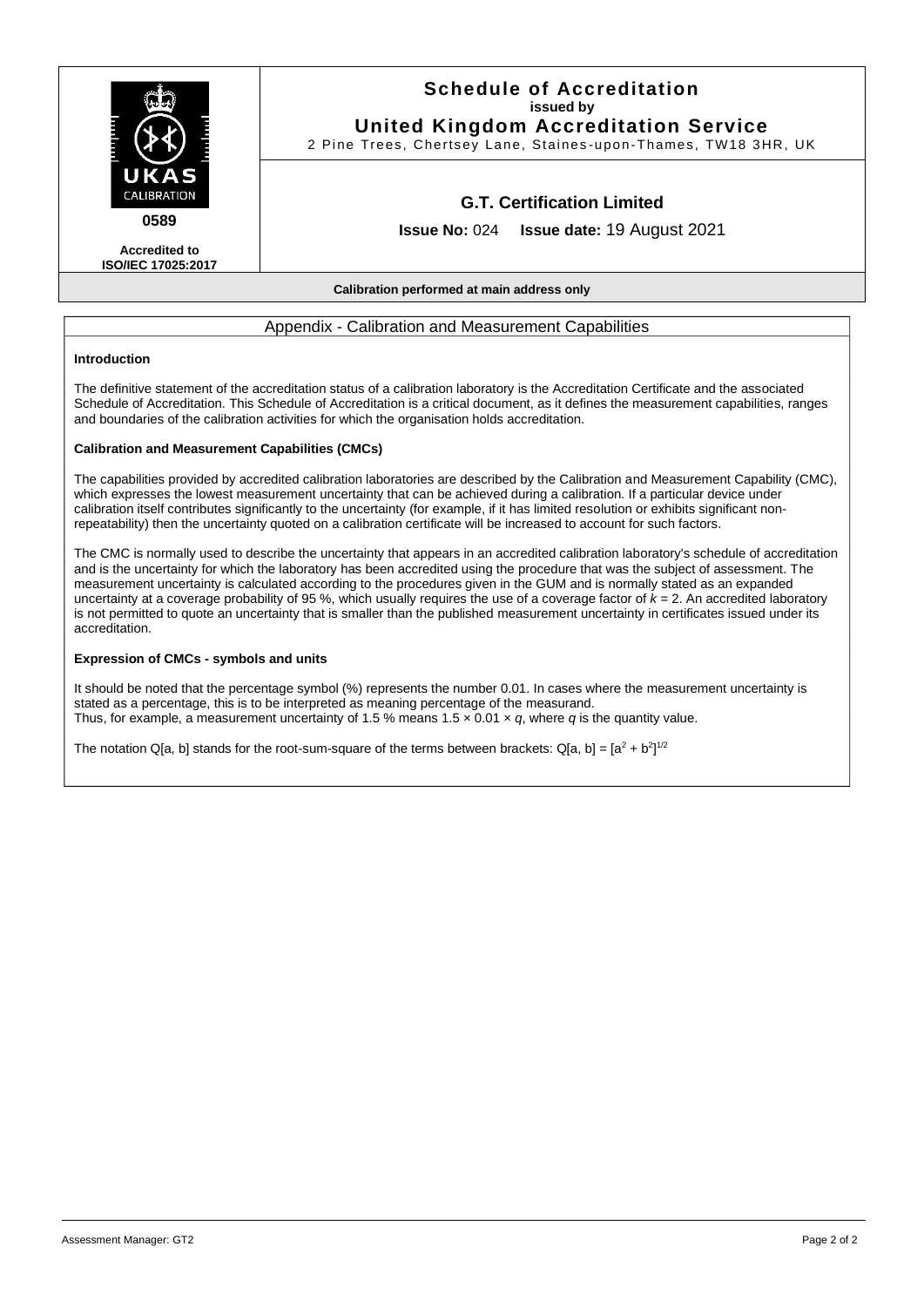# Schedule of Accreditation

**issued by**

## United Kingdom Accreditation Service

2 Pine Trees, Chertsey Lane, Staines-upon-Thames, TW18 3HR, UK

**0589**

**Accredited to ISO/IEC 17025:2017**

## G.T. Certification Limited

**Issue No:** 024 **Issue date:** 19 August 2021

**Calibration performed at main address only**

## Appendix - Calibration and Measurement Capabilities

**Introduction**

The definitive statement of the accreditation status of a calibration laboratory is the Accreditation Certificate and the associated Schedule of Accreditation. This Schedule of Accreditation is a critical document, as it defines the measurement capabilities, ranges and boundaries of the calibration activities for which the organisation holds accreditation.

**Calibration and Measurement Capabilities (CMCs)**

The capabilities provided by accredited calibration laboratories are described by the Calibration and Measurement Capability (CMC), which expresses the lowest measurement uncertainty that can be achieved during a calibration. If a particular device under calibration itself contributes significantly to the uncertainty (for example, if it has limited resolution or exhibits significant non-repeatability) then the uncertainty quoted on a calibration certificate will be increased to account for such factors.

The CMC is normally used to describe the uncertainty that appears in an accredited calibration laboratory's schedule of accreditation and is the uncertainty for which the laboratory has been accredited using the procedure that was the subject of assessment. The measurement uncertainty is calculated according to the procedures given in the GUM and is normally stated as an expanded uncertainty at a coverage probability of 95 %, which usually requires the use of a coverage factor of $k = 2$. An accredited laboratory is not permitted to quote an uncertainty that is smaller than the published measurement uncertainty in certificates issued under its accreditation.

**Expression of CMCs - symbols and units**

It should be noted that the percentage symbol (%) represents the number 0.01. In cases where the measurement uncertainty is stated as a percentage, this is to be interpreted as meaning percentage of the measurand.
Thus, for example, a measurement uncertainty of 1.5 % means $1.5 \times 0.01 \times q$, where $q$ is the quantity value.

The notation Q[a, b] stands for the root-sum-square of the terms between brackets: $Q[a, b] = [a^2 + b^2]^{1/2}$

Assessment Manager: GT2